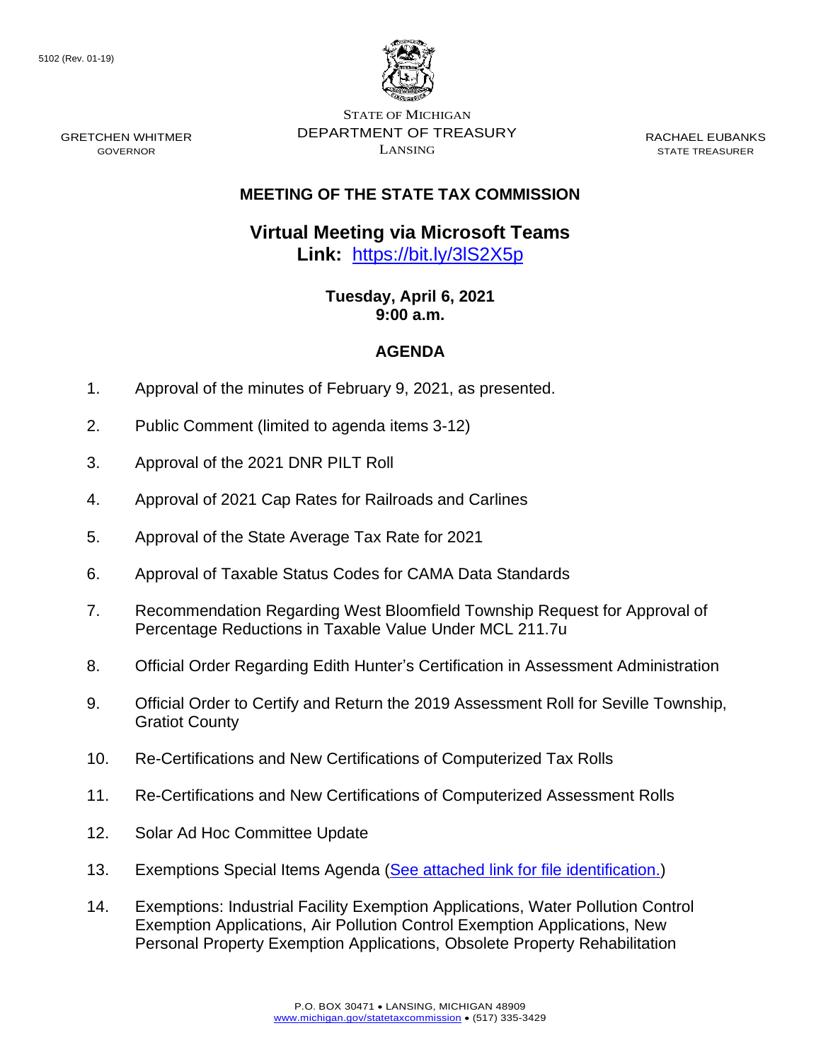5102 (Rev. 01-19)

STATE OF MICHIGAN
DEPARTMENT OF TREASURY
LANSING

GRETCHEN WHITMER
GOVERNOR

RACHAEL EUBANKS
STATE TREASURER

## MEETING OF THE STATE TAX COMMISSION

## Virtual Meeting via Microsoft Teams

**Link:** [https://bit.ly/3lS2X5p](https://bit.ly/3lS2X5p)

**Tuesday, April 6, 2021**
**9:00 a.m.**

## AGENDA

1. Approval of the minutes of February 9, 2021, as presented.
2. Public Comment (limited to agenda items 3-12)
3. Approval of the 2021 DNR PILT Roll
4. Approval of 2021 Cap Rates for Railroads and Carlines
5. Approval of the State Average Tax Rate for 2021
6. Approval of Taxable Status Codes for CAMA Data Standards
7. Recommendation Regarding West Bloomfield Township Request for Approval of Percentage Reductions in Taxable Value Under MCL 211.7u
8. Official Order Regarding Edith Hunter's Certification in Assessment Administration
9. Official Order to Certify and Return the 2019 Assessment Roll for Seville Township, Gratiot County
10. Re-Certifications and New Certifications of Computerized Tax Rolls
11. Re-Certifications and New Certifications of Computerized Assessment Rolls
12. Solar Ad Hoc Committee Update
13. Exemptions Special Items Agenda (See attached link for file identification.)
14. Exemptions: Industrial Facility Exemption Applications, Water Pollution Control Exemption Applications, Air Pollution Control Exemption Applications, New Personal Property Exemption Applications, Obsolete Property Rehabilitation

P.O. BOX 30471 • LANSING, MICHIGAN 48909
www.michigan.gov/statetaxcommission • (517) 335-3429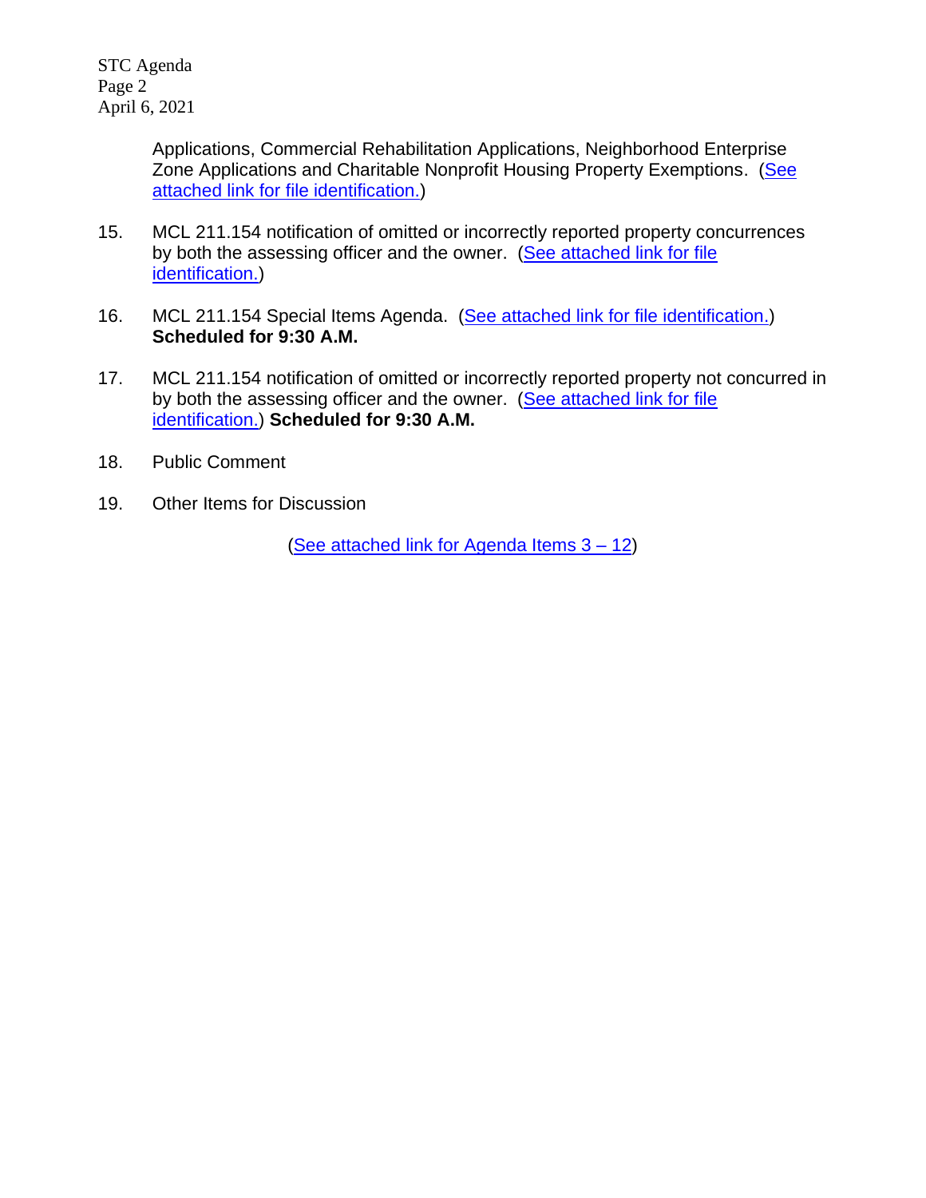Applications, Commercial Rehabilitation Applications, Neighborhood Enterprise Zone Applications and Charitable Nonprofit Housing Property Exemptions. (See attached link for file identification.)

15. MCL 211.154 notification of omitted or incorrectly reported property concurrences by both the assessing officer and the owner. (See attached link for file identification.)

16. MCL 211.154 Special Items Agenda. (See attached link for file identification.) **Scheduled for 9:30 A.M.**

17. MCL 211.154 notification of omitted or incorrectly reported property not concurred in by both the assessing officer and the owner. (See attached link for file identification.) **Scheduled for 9:30 A.M.**

18. Public Comment

19. Other Items for Discussion

(See attached link for Agenda Items 3 – 12)